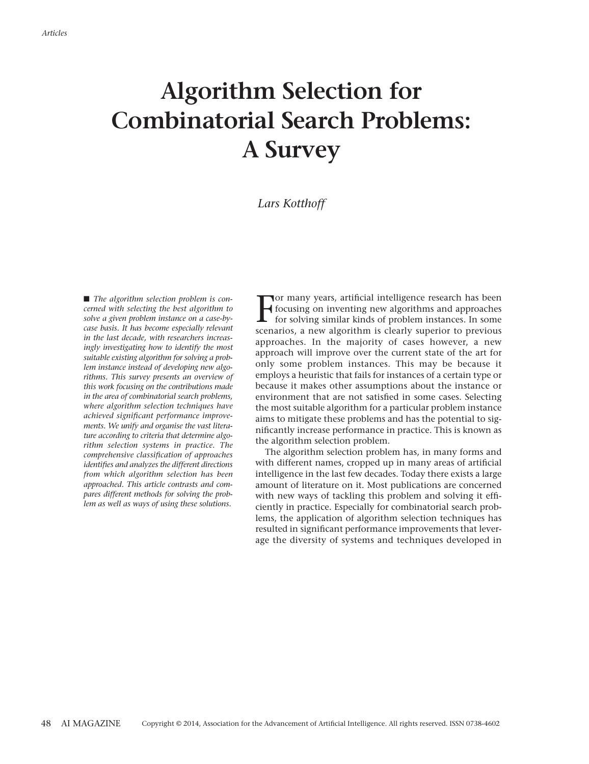# Algorithm Selection for Combinatorial Search Problems: A Survey

*Lars Kotthoff*

■ *The algorithm selection problem is concerned with selecting the best algorithm to solve a given problem instance on a case-by-case basis. It has become especially relevant in the last decade, with researchers increasingly investigating how to identify the most suitable existing algorithm for solving a problem instance instead of developing new algorithms. This survey presents an overview of this work focusing on the contributions made in the area of combinatorial search problems, where algorithm selection techniques have achieved significant performance improvements. We unify and organise the vast literature according to criteria that determine algorithm selection systems in practice. The comprehensive classification of approaches identifies and analyzes the different directions from which algorithm selection has been approached. This article contrasts and compares different methods for solving the problem as well as ways of using these solutions.*

For many years, artificial intelligence research has been focusing on inventing new algorithms and approaches for solving similar kinds of problem instances. In some scenarios, a new algorithm is clearly superior to previous approaches. In the majority of cases however, a new approach will improve over the current state of the art for only some problem instances. This may be because it employs a heuristic that fails for instances of a certain type or because it makes other assumptions about the instance or environment that are not satisfied in some cases. Selecting the most suitable algorithm for a particular problem instance aims to mitigate these problems and has the potential to significantly increase performance in practice. This is known as the algorithm selection problem.

The algorithm selection problem has, in many forms and with different names, cropped up in many areas of artificial intelligence in the last few decades. Today there exists a large amount of literature on it. Most publications are concerned with new ways of tackling this problem and solving it efficiently in practice. Especially for combinatorial search problems, the application of algorithm selection techniques has resulted in significant performance improvements that leverage the diversity of systems and techniques developed in

Copyright © 2014, Association for the Advancement of Artificial Intelligence. All rights reserved. ISSN 0738-4602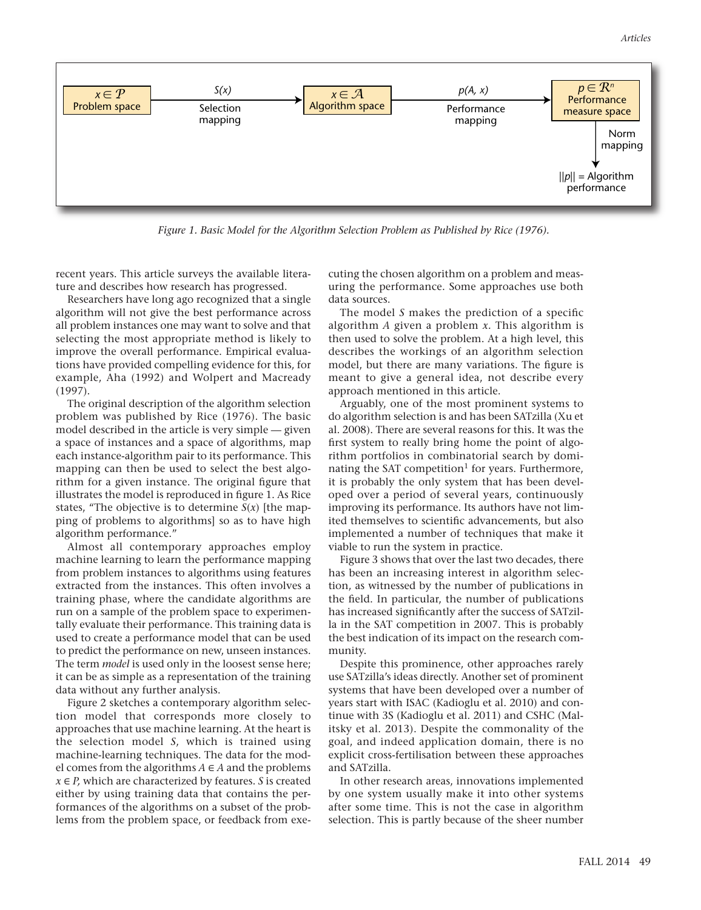Figure 1. Basic Model for the Algorithm Selection Problem as Published by Rice (1976).

recent years. This article surveys the available literature and describes how research has progressed.

Researchers have long ago recognized that a single algorithm will not give the best performance across all problem instances one may want to solve and that selecting the most appropriate method is likely to improve the overall performance. Empirical evaluations have provided compelling evidence for this, for example, Aha (1992) and Wolpert and Macready (1997).

The original description of the algorithm selection problem was published by Rice (1976). The basic model described in the article is very simple — given a space of instances and a space of algorithms, map each instance-algorithm pair to its performance. This mapping can then be used to select the best algorithm for a given instance. The original figure that illustrates the model is reproduced in figure 1. As Rice states, "The objective is to determine $S(x)$ [the mapping of problems to algorithms] so as to have high algorithm performance."

Almost all contemporary approaches employ machine learning to learn the performance mapping from problem instances to algorithms using features extracted from the instances. This often involves a training phase, where the candidate algorithms are run on a sample of the problem space to experimentally evaluate their performance. This training data is used to create a performance model that can be used to predict the performance on new, unseen instances. The term *model* is used only in the loosest sense here; it can be as simple as a representation of the training data without any further analysis.

Figure 2 sketches a contemporary algorithm selection model that corresponds more closely to approaches that use machine learning. At the heart is the selection model $S$, which is trained using machine-learning techniques. The data for the model comes from the algorithms $A \in A$ and the problems $x \in P$, which are characterized by features. $S$ is created either by using training data that contains the performances of the algorithms on a subset of the problems from the problem space, or feedback from executing the chosen algorithm on a problem and measuring the performance. Some approaches use both data sources.

The model $S$ makes the prediction of a specific algorithm $A$ given a problem $x$. This algorithm is then used to solve the problem. At a high level, this describes the workings of an algorithm selection model, but there are many variations. The figure is meant to give a general idea, not describe every approach mentioned in this article.

Arguably, one of the most prominent systems to do algorithm selection is and has been SATzilla (Xu et al. 2008). There are several reasons for this. It was the first system to really bring home the point of algorithm portfolios in combinatorial search by dominating the SAT competition[1] for years. Furthermore, it is probably the only system that has been developed over a period of several years, continuously improving its performance. Its authors have not limited themselves to scientific advancements, but also implemented a number of techniques that make it viable to run the system in practice.

Figure 3 shows that over the last two decades, there has been an increasing interest in algorithm selection, as witnessed by the number of publications in the field. In particular, the number of publications has increased significantly after the success of SATzilla in the SAT competition in 2007. This is probably the best indication of its impact on the research community.

Despite this prominence, other approaches rarely use SATzilla's ideas directly. Another set of prominent systems that have been developed over a number of years start with ISAC (Kadioglu et al. 2010) and continue with 3S (Kadioglu et al. 2011) and CSHC (Malitsky et al. 2013). Despite the commonality of the goal, and indeed application domain, there is no explicit cross-fertilisation between these approaches and SATzilla.

In other research areas, innovations implemented by one system usually make it into other systems after some time. This is not the case in algorithm selection. This is partly because of the sheer number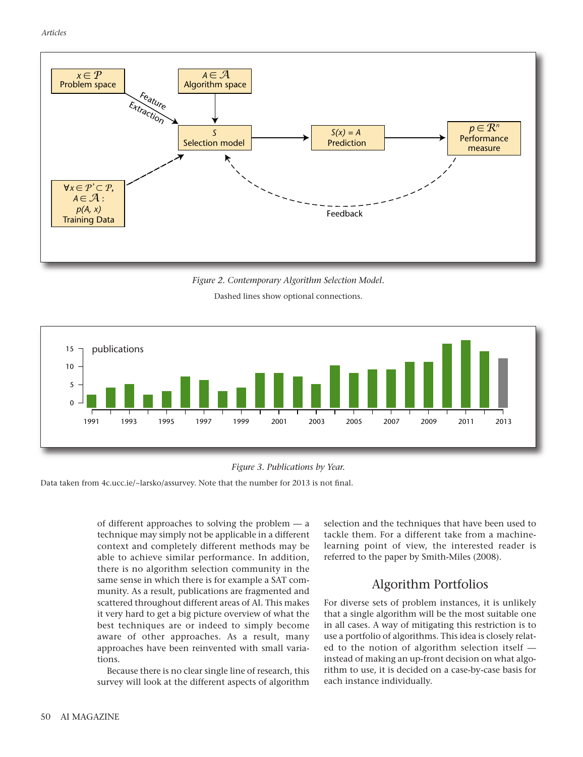Figure 2. Contemporary Algorithm Selection Model.

Dashed lines show optional connections.

Figure 3. Publications by Year.

Data taken from 4c.ucc.ie/~larsko/assurvey. Note that the number for 2013 is not final.

of different approaches to solving the problem — a technique may simply not be applicable in a different context and completely different methods may be able to achieve similar performance. In addition, there is no algorithm selection community in the same sense in which there is for example a SAT community. As a result, publications are fragmented and scattered throughout different areas of AI. This makes it very hard to get a big picture overview of what the best techniques are or indeed to simply become aware of other approaches. As a result, many approaches have been reinvented with small variations.

Because there is no clear single line of research, this survey will look at the different aspects of algorithm selection and the techniques that have been used to tackle them. For a different take from a machine-learning point of view, the interested reader is referred to the paper by Smith-Miles (2008).

## Algorithm Portfolios

For diverse sets of problem instances, it is unlikely that a single algorithm will be the most suitable one in all cases. A way of mitigating this restriction is to use a portfolio of algorithms. This idea is closely related to the notion of algorithm selection itself — instead of making an up-front decision on what algorithm to use, it is decided on a case-by-case basis for each instance individually.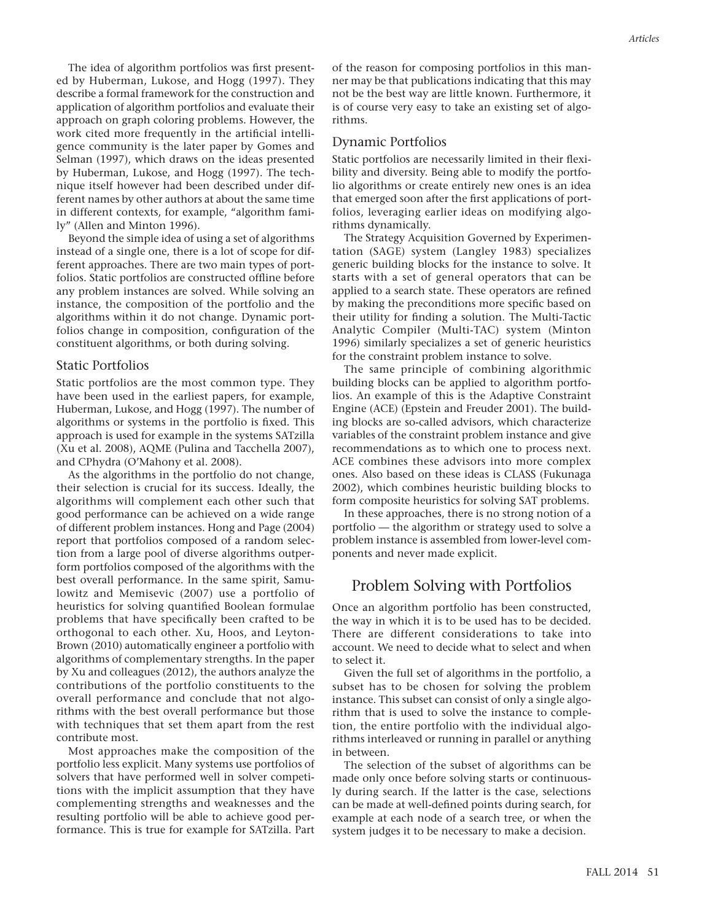The idea of algorithm portfolios was first presented by Huberman, Lukose, and Hogg (1997). They describe a formal framework for the construction and application of algorithm portfolios and evaluate their approach on graph coloring problems. However, the work cited more frequently in the artificial intelligence community is the later paper by Gomes and Selman (1997), which draws on the ideas presented by Huberman, Lukose, and Hogg (1997). The technique itself however had been described under different names by other authors at about the same time in different contexts, for example, "algorithm family" (Allen and Minton 1996).

Beyond the simple idea of using a set of algorithms instead of a single one, there is a lot of scope for different approaches. There are two main types of portfolios. Static portfolios are constructed offline before any problem instances are solved. While solving an instance, the composition of the portfolio and the algorithms within it do not change. Dynamic portfolios change in composition, configuration of the constituent algorithms, or both during solving.

### Static Portfolios

Static portfolios are the most common type. They have been used in the earliest papers, for example, Huberman, Lukose, and Hogg (1997). The number of algorithms or systems in the portfolio is fixed. This approach is used for example in the systems SATzilla (Xu et al. 2008), AQME (Pulina and Tacchella 2007), and CPhydra (O'Mahony et al. 2008).

As the algorithms in the portfolio do not change, their selection is crucial for its success. Ideally, the algorithms will complement each other such that good performance can be achieved on a wide range of different problem instances. Hong and Page (2004) report that portfolios composed of a random selection from a large pool of diverse algorithms outperform portfolios composed of the algorithms with the best overall performance. In the same spirit, Samulowitz and Memisevic (2007) use a portfolio of heuristics for solving quantified Boolean formulae problems that have specifically been crafted to be orthogonal to each other. Xu, Hoos, and Leyton-Brown (2010) automatically engineer a portfolio with algorithms of complementary strengths. In the paper by Xu and colleagues (2012), the authors analyze the contributions of the portfolio constituents to the overall performance and conclude that not algorithms with the best overall performance but those with techniques that set them apart from the rest contribute most.

Most approaches make the composition of the portfolio less explicit. Many systems use portfolios of solvers that have performed well in solver competitions with the implicit assumption that they have complementing strengths and weaknesses and the resulting portfolio will be able to achieve good performance. This is true for example for SATzilla. Part of the reason for composing portfolios in this manner may be that publications indicating that this may not be the best way are little known. Furthermore, it is of course very easy to take an existing set of algorithms.

### Dynamic Portfolios

Static portfolios are necessarily limited in their flexibility and diversity. Being able to modify the portfolio algorithms or create entirely new ones is an idea that emerged soon after the first applications of portfolios, leveraging earlier ideas on modifying algorithms dynamically.

The Strategy Acquisition Governed by Experimentation (SAGE) system (Langley 1983) specializes generic building blocks for the instance to solve. It starts with a set of general operators that can be applied to a search state. These operators are refined by making the preconditions more specific based on their utility for finding a solution. The Multi-Tactic Analytic Compiler (Multi-TAC) system (Minton 1996) similarly specializes a set of generic heuristics for the constraint problem instance to solve.

The same principle of combining algorithmic building blocks can be applied to algorithm portfolios. An example of this is the Adaptive Constraint Engine (ACE) (Epstein and Freuder 2001). The building blocks are so-called advisors, which characterize variables of the constraint problem instance and give recommendations as to which one to process next. ACE combines these advisors into more complex ones. Also based on these ideas is CLASS (Fukunaga 2002), which combines heuristic building blocks to form composite heuristics for solving SAT problems.

In these approaches, there is no strong notion of a portfolio — the algorithm or strategy used to solve a problem instance is assembled from lower-level components and never made explicit.

## Problem Solving with Portfolios

Once an algorithm portfolio has been constructed, the way in which it is to be used has to be decided. There are different considerations to take into account. We need to decide what to select and when to select it.

Given the full set of algorithms in the portfolio, a subset has to be chosen for solving the problem instance. This subset can consist of only a single algorithm that is used to solve the instance to completion, the entire portfolio with the individual algorithms interleaved or running in parallel or anything in between.

The selection of the subset of algorithms can be made only once before solving starts or continuously during search. If the latter is the case, selections can be made at well-defined points during search, for example at each node of a search tree, or when the system judges it to be necessary to make a decision.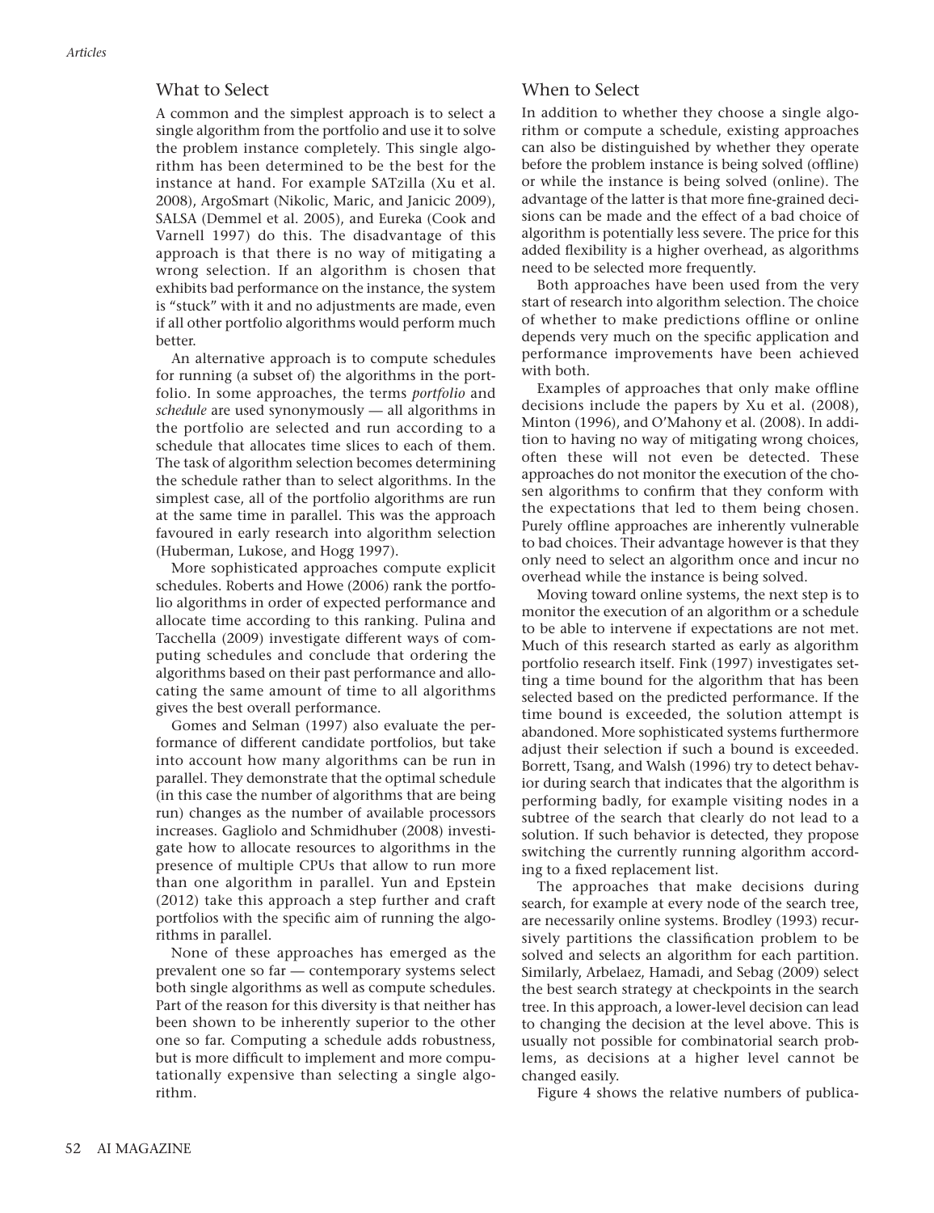## What to Select

A common and the simplest approach is to select a single algorithm from the portfolio and use it to solve the problem instance completely. This single algorithm has been determined to be the best for the instance at hand. For example SATzilla (Xu et al. 2008), ArgoSmart (Nikolic, Maric, and Janicic 2009), SALSA (Demmel et al. 2005), and Eureka (Cook and Varnell 1997) do this. The disadvantage of this approach is that there is no way of mitigating a wrong selection. If an algorithm is chosen that exhibits bad performance on the instance, the system is "stuck" with it and no adjustments are made, even if all other portfolio algorithms would perform much better.

An alternative approach is to compute schedules for running (a subset of) the algorithms in the portfolio. In some approaches, the terms *portfolio* and *schedule* are used synonymously — all algorithms in the portfolio are selected and run according to a schedule that allocates time slices to each of them. The task of algorithm selection becomes determining the schedule rather than to select algorithms. In the simplest case, all of the portfolio algorithms are run at the same time in parallel. This was the approach favoured in early research into algorithm selection (Huberman, Lukose, and Hogg 1997).

More sophisticated approaches compute explicit schedules. Roberts and Howe (2006) rank the portfolio algorithms in order of expected performance and allocate time according to this ranking. Pulina and Tacchella (2009) investigate different ways of computing schedules and conclude that ordering the algorithms based on their past performance and allocating the same amount of time to all algorithms gives the best overall performance.

Gomes and Selman (1997) also evaluate the performance of different candidate portfolios, but take into account how many algorithms can be run in parallel. They demonstrate that the optimal schedule (in this case the number of algorithms that are being run) changes as the number of available processors increases. Gagliolo and Schmidhuber (2008) investigate how to allocate resources to algorithms in the presence of multiple CPUs that allow to run more than one algorithm in parallel. Yun and Epstein (2012) take this approach a step further and craft portfolios with the specific aim of running the algorithms in parallel.

None of these approaches has emerged as the prevalent one so far — contemporary systems select both single algorithms as well as compute schedules. Part of the reason for this diversity is that neither has been shown to be inherently superior to the other one so far. Computing a schedule adds robustness, but is more difficult to implement and more computationally expensive than selecting a single algorithm.

## When to Select

In addition to whether they choose a single algorithm or compute a schedule, existing approaches can also be distinguished by whether they operate before the problem instance is being solved (offline) or while the instance is being solved (online). The advantage of the latter is that more fine-grained decisions can be made and the effect of a bad choice of algorithm is potentially less severe. The price for this added flexibility is a higher overhead, as algorithms need to be selected more frequently.

Both approaches have been used from the very start of research into algorithm selection. The choice of whether to make predictions offline or online depends very much on the specific application and performance improvements have been achieved with both.

Examples of approaches that only make offline decisions include the papers by Xu et al. (2008), Minton (1996), and O'Mahony et al. (2008). In addition to having no way of mitigating wrong choices, often these will not even be detected. These approaches do not monitor the execution of the chosen algorithms to confirm that they conform with the expectations that led to them being chosen. Purely offline approaches are inherently vulnerable to bad choices. Their advantage however is that they only need to select an algorithm once and incur no overhead while the instance is being solved.

Moving toward online systems, the next step is to monitor the execution of an algorithm or a schedule to be able to intervene if expectations are not met. Much of this research started as early as algorithm portfolio research itself. Fink (1997) investigates setting a time bound for the algorithm that has been selected based on the predicted performance. If the time bound is exceeded, the solution attempt is abandoned. More sophisticated systems furthermore adjust their selection if such a bound is exceeded. Borrett, Tsang, and Walsh (1996) try to detect behavior during search that indicates that the algorithm is performing badly, for example visiting nodes in a subtree of the search that clearly do not lead to a solution. If such behavior is detected, they propose switching the currently running algorithm according to a fixed replacement list.

The approaches that make decisions during search, for example at every node of the search tree, are necessarily online systems. Brodley (1993) recursively partitions the classification problem to be solved and selects an algorithm for each partition. Similarly, Arbelaez, Hamadi, and Sebag (2009) select the best search strategy at checkpoints in the search tree. In this approach, a lower-level decision can lead to changing the decision at the level above. This is usually not possible for combinatorial search problems, as decisions at a higher level cannot be changed easily.

Figure 4 shows the relative numbers of publica-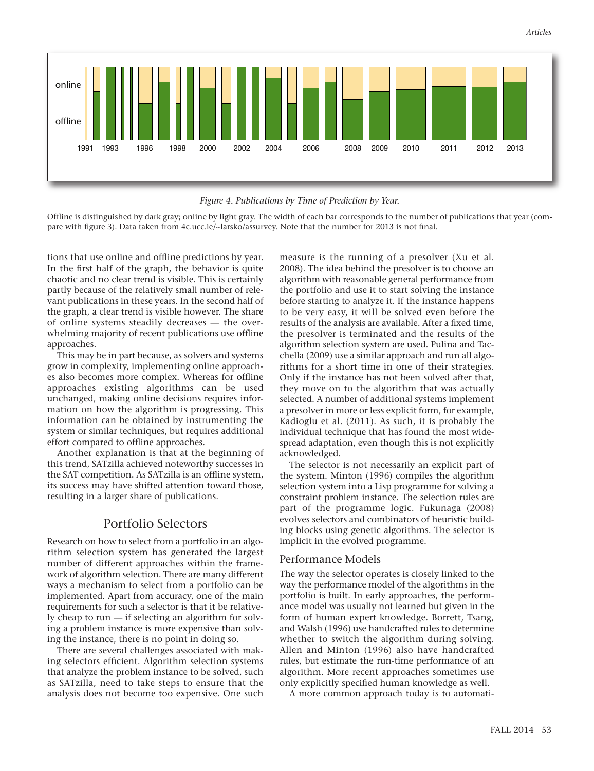online

offline

1991 1993 1996 1998 2000 2002 2004 2006 2008 2009 2010 2011 2012 2013

*Figure 4. Publications by Time of Prediction by Year.*

Offline is distinguished by dark gray; online by light gray. The width of each bar corresponds to the number of publications that year (compare with figure 3). Data taken from 4c.ucc.ie/~larsko/assurvey. Note that the number for 2013 is not final.

tions that use online and offline predictions by year. In the first half of the graph, the behavior is quite chaotic and no clear trend is visible. This is certainly partly because of the relatively small number of relevant publications in these years. In the second half of the graph, a clear trend is visible however. The share of online systems steadily decreases — the overwhelming majority of recent publications use offline approaches.

This may be in part because, as solvers and systems grow in complexity, implementing online approaches also becomes more complex. Whereas for offline approaches existing algorithms can be used unchanged, making online decisions requires information on how the algorithm is progressing. This information can be obtained by instrumenting the system or similar techniques, but requires additional effort compared to offline approaches.

Another explanation is that at the beginning of this trend, SATzilla achieved noteworthy successes in the SAT competition. As SATzilla is an offline system, its success may have shifted attention toward those, resulting in a larger share of publications.

## Portfolio Selectors

Research on how to select from a portfolio in an algorithm selection system has generated the largest number of different approaches within the framework of algorithm selection. There are many different ways a mechanism to select from a portfolio can be implemented. Apart from accuracy, one of the main requirements for such a selector is that it be relatively cheap to run — if selecting an algorithm for solving a problem instance is more expensive than solving the instance, there is no point in doing so.

There are several challenges associated with making selectors efficient. Algorithm selection systems that analyze the problem instance to be solved, such as SATzilla, need to take steps to ensure that the analysis does not become too expensive. One such measure is the running of a presolver (Xu et al. 2008). The idea behind the presolver is to choose an algorithm with reasonable general performance from the portfolio and use it to start solving the instance before starting to analyze it. If the instance happens to be very easy, it will be solved even before the results of the analysis are available. After a fixed time, the presolver is terminated and the results of the algorithm selection system are used. Pulina and Tacchella (2009) use a similar approach and run all algorithms for a short time in one of their strategies. Only if the instance has not been solved after that, they move on to the algorithm that was actually selected. A number of additional systems implement a presolver in more or less explicit form, for example, Kadioglu et al. (2011). As such, it is probably the individual technique that has found the most widespread adaptation, even though this is not explicitly acknowledged.

The selector is not necessarily an explicit part of the system. Minton (1996) compiles the algorithm selection system into a Lisp programme for solving a constraint problem instance. The selection rules are part of the programme logic. Fukunaga (2008) evolves selectors and combinators of heuristic building blocks using genetic algorithms. The selector is implicit in the evolved programme.

### Performance Models

The way the selector operates is closely linked to the way the performance model of the algorithms in the portfolio is built. In early approaches, the performance model was usually not learned but given in the form of human expert knowledge. Borrett, Tsang, and Walsh (1996) use handcrafted rules to determine whether to switch the algorithm during solving. Allen and Minton (1996) also have handcrafted rules, but estimate the run-time performance of an algorithm. More recent approaches sometimes use only explicitly specified human knowledge as well.

A more common approach today is to automati-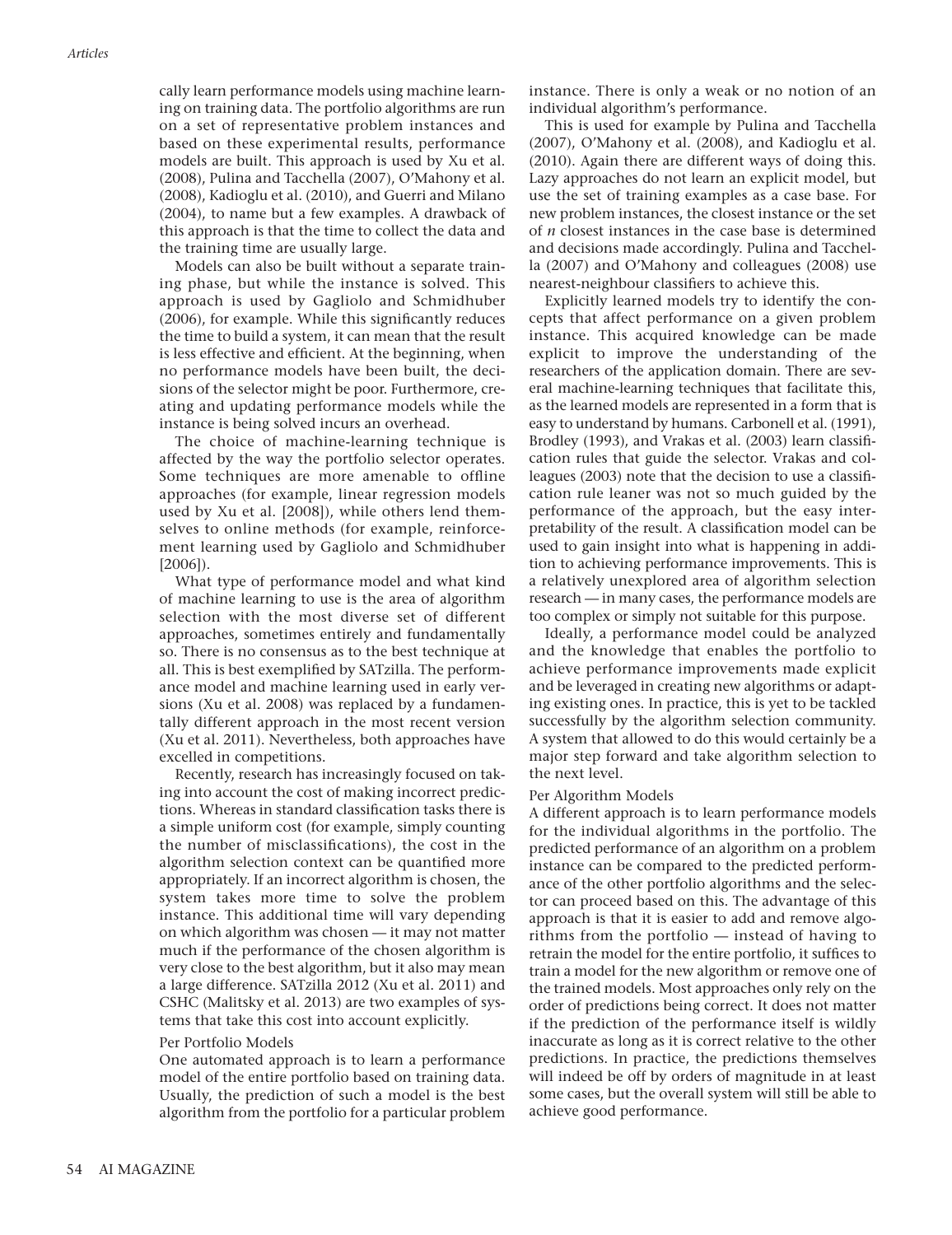cally learn performance models using machine learning on training data. The portfolio algorithms are run on a set of representative problem instances and based on these experimental results, performance models are built. This approach is used by Xu et al. (2008), Pulina and Tacchella (2007), O'Mahony et al. (2008), Kadioglu et al. (2010), and Guerri and Milano (2004), to name but a few examples. A drawback of this approach is that the time to collect the data and the training time are usually large.

Models can also be built without a separate training phase, but while the instance is solved. This approach is used by Gagliolo and Schmidhuber (2006), for example. While this significantly reduces the time to build a system, it can mean that the result is less effective and efficient. At the beginning, when no performance models have been built, the decisions of the selector might be poor. Furthermore, creating and updating performance models while the instance is being solved incurs an overhead.

The choice of machine-learning technique is affected by the way the portfolio selector operates. Some techniques are more amenable to offline approaches (for example, linear regression models used by Xu et al. [2008]), while others lend themselves to online methods (for example, reinforcement learning used by Gagliolo and Schmidhuber [2006]).

What type of performance model and what kind of machine learning to use is the area of algorithm selection with the most diverse set of different approaches, sometimes entirely and fundamentally so. There is no consensus as to the best technique at all. This is best exemplified by SATzilla. The performance model and machine learning used in early versions (Xu et al. 2008) was replaced by a fundamentally different approach in the most recent version (Xu et al. 2011). Nevertheless, both approaches have excelled in competitions.

Recently, research has increasingly focused on taking into account the cost of making incorrect predictions. Whereas in standard classification tasks there is a simple uniform cost (for example, simply counting the number of misclassifications), the cost in the algorithm selection context can be quantified more appropriately. If an incorrect algorithm is chosen, the system takes more time to solve the problem instance. This additional time will vary depending on which algorithm was chosen — it may not matter much if the performance of the chosen algorithm is very close to the best algorithm, but it also may mean a large difference. SATzilla 2012 (Xu et al. 2011) and CSHC (Malitsky et al. 2013) are two examples of systems that take this cost into account explicitly.

### Per Portfolio Models

One automated approach is to learn a performance model of the entire portfolio based on training data. Usually, the prediction of such a model is the best algorithm from the portfolio for a particular problem instance. There is only a weak or no notion of an individual algorithm's performance.

This is used for example by Pulina and Tacchella (2007), O'Mahony et al. (2008), and Kadioglu et al. (2010). Again there are different ways of doing this. Lazy approaches do not learn an explicit model, but use the set of training examples as a case base. For new problem instances, the closest instance or the set of *n* closest instances in the case base is determined and decisions made accordingly. Pulina and Tacchella (2007) and O'Mahony and colleagues (2008) use nearest-neighbour classifiers to achieve this.

Explicitly learned models try to identify the concepts that affect performance on a given problem instance. This acquired knowledge can be made explicit to improve the understanding of the researchers of the application domain. There are several machine-learning techniques that facilitate this, as the learned models are represented in a form that is easy to understand by humans. Carbonell et al. (1991), Brodley (1993), and Vrakas et al. (2003) learn classification rules that guide the selector. Vrakas and colleagues (2003) note that the decision to use a classification rule leaner was not so much guided by the performance of the approach, but the easy interpretability of the result. A classification model can be used to gain insight into what is happening in addition to achieving performance improvements. This is a relatively unexplored area of algorithm selection research — in many cases, the performance models are too complex or simply not suitable for this purpose.

Ideally, a performance model could be analyzed and the knowledge that enables the portfolio to achieve performance improvements made explicit and be leveraged in creating new algorithms or adapting existing ones. In practice, this is yet to be tackled successfully by the algorithm selection community. A system that allowed to do this would certainly be a major step forward and take algorithm selection to the next level.

### Per Algorithm Models

A different approach is to learn performance models for the individual algorithms in the portfolio. The predicted performance of an algorithm on a problem instance can be compared to the predicted performance of the other portfolio algorithms and the selector can proceed based on this. The advantage of this approach is that it is easier to add and remove algorithms from the portfolio — instead of having to retrain the model for the entire portfolio, it suffices to train a model for the new algorithm or remove one of the trained models. Most approaches only rely on the order of predictions being correct. It does not matter if the prediction of the performance itself is wildly inaccurate as long as it is correct relative to the other predictions. In practice, the predictions themselves will indeed be off by orders of magnitude in at least some cases, but the overall system will still be able to achieve good performance.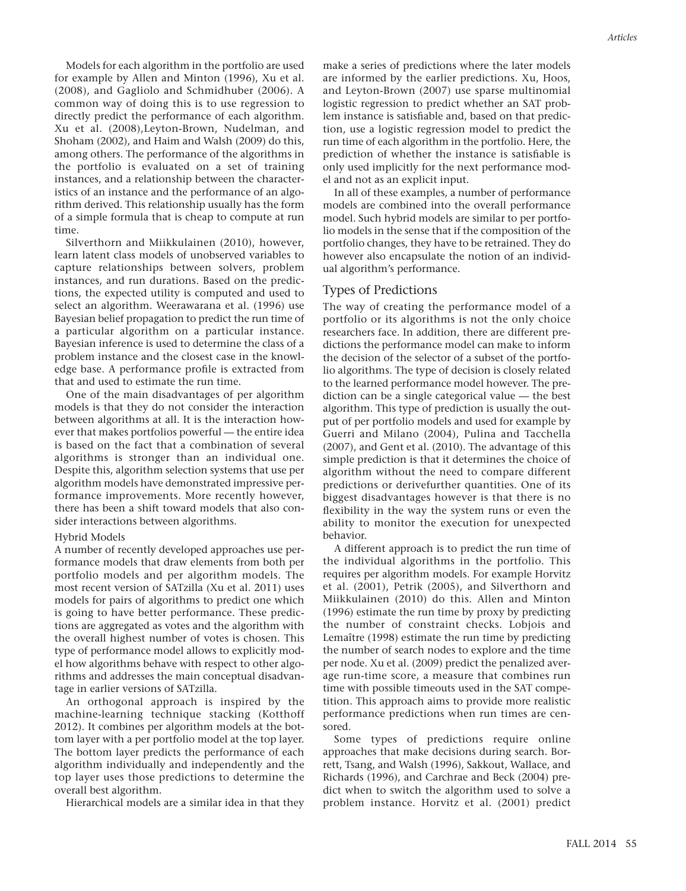Models for each algorithm in the portfolio are used for example by Allen and Minton (1996), Xu et al. (2008), and Gagliolo and Schmidhuber (2006). A common way of doing this is to use regression to directly predict the performance of each algorithm. Xu et al. (2008),Leyton-Brown, Nudelman, and Shoham (2002), and Haim and Walsh (2009) do this, among others. The performance of the algorithms in the portfolio is evaluated on a set of training instances, and a relationship between the characteristics of an instance and the performance of an algorithm derived. This relationship usually has the form of a simple formula that is cheap to compute at run time.

Silverthorn and Miikkulainen (2010), however, learn latent class models of unobserved variables to capture relationships between solvers, problem instances, and run durations. Based on the predictions, the expected utility is computed and used to select an algorithm. Weerawarana et al. (1996) use Bayesian belief propagation to predict the run time of a particular algorithm on a particular instance. Bayesian inference is used to determine the class of a problem instance and the closest case in the knowledge base. A performance profile is extracted from that and used to estimate the run time.

One of the main disadvantages of per algorithm models is that they do not consider the interaction between algorithms at all. It is the interaction however that makes portfolios powerful — the entire idea is based on the fact that a combination of several algorithms is stronger than an individual one. Despite this, algorithm selection systems that use per algorithm models have demonstrated impressive performance improvements. More recently however, there has been a shift toward models that also consider interactions between algorithms.

### Hybrid Models

A number of recently developed approaches use performance models that draw elements from both per portfolio models and per algorithm models. The most recent version of SATzilla (Xu et al. 2011) uses models for pairs of algorithms to predict one which is going to have better performance. These predictions are aggregated as votes and the algorithm with the overall highest number of votes is chosen. This type of performance model allows to explicitly model how algorithms behave with respect to other algorithms and addresses the main conceptual disadvantage in earlier versions of SATzilla.

An orthogonal approach is inspired by the machine-learning technique stacking (Kotthoff 2012). It combines per algorithm models at the bottom layer with a per portfolio model at the top layer. The bottom layer predicts the performance of each algorithm individually and independently and the top layer uses those predictions to determine the overall best algorithm.

Hierarchical models are a similar idea in that they make a series of predictions where the later models are informed by the earlier predictions. Xu, Hoos, and Leyton-Brown (2007) use sparse multinomial logistic regression to predict whether an SAT problem instance is satisfiable and, based on that prediction, use a logistic regression model to predict the run time of each algorithm in the portfolio. Here, the prediction of whether the instance is satisfiable is only used implicitly for the next performance model and not as an explicit input.

In all of these examples, a number of performance models are combined into the overall performance model. Such hybrid models are similar to per portfolio models in the sense that if the composition of the portfolio changes, they have to be retrained. They do however also encapsulate the notion of an individual algorithm's performance.

## Types of Predictions

The way of creating the performance model of a portfolio or its algorithms is not the only choice researchers face. In addition, there are different predictions the performance model can make to inform the decision of the selector of a subset of the portfolio algorithms. The type of decision is closely related to the learned performance model however. The prediction can be a single categorical value — the best algorithm. This type of prediction is usually the output of per portfolio models and used for example by Guerri and Milano (2004), Pulina and Tacchella (2007), and Gent et al. (2010). The advantage of this simple prediction is that it determines the choice of algorithm without the need to compare different predictions or derivefurther quantities. One of its biggest disadvantages however is that there is no flexibility in the way the system runs or even the ability to monitor the execution for unexpected behavior.

A different approach is to predict the run time of the individual algorithms in the portfolio. This requires per algorithm models. For example Horvitz et al. (2001), Petrik (2005), and Silverthorn and Miikkulainen (2010) do this. Allen and Minton (1996) estimate the run time by proxy by predicting the number of constraint checks. Lobjois and Lemaître (1998) estimate the run time by predicting the number of search nodes to explore and the time per node. Xu et al. (2009) predict the penalized average run-time score, a measure that combines run time with possible timeouts used in the SAT competition. This approach aims to provide more realistic performance predictions when run times are censored.

Some types of predictions require online approaches that make decisions during search. Borrett, Tsang, and Walsh (1996), Sakkout, Wallace, and Richards (1996), and Carchrae and Beck (2004) predict when to switch the algorithm used to solve a problem instance. Horvitz et al. (2001) predict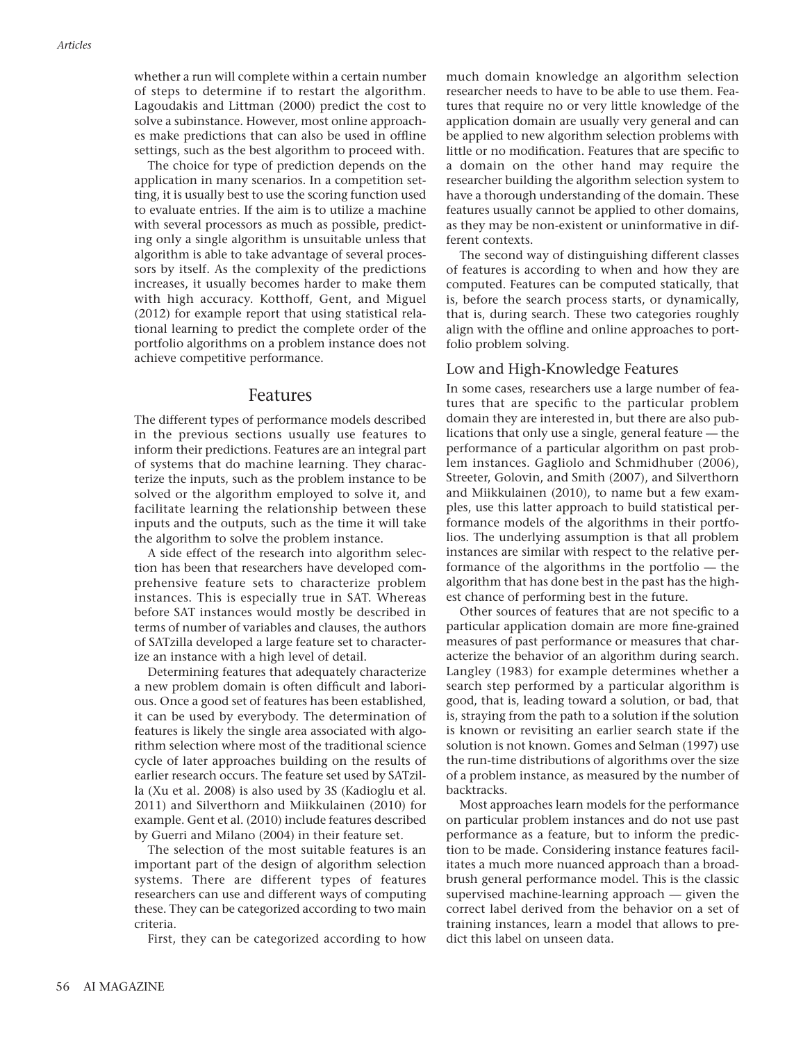whether a run will complete within a certain number of steps to determine if to restart the algorithm. Lagoudakis and Littman (2000) predict the cost to solve a subinstance. However, most online approaches make predictions that can also be used in offline settings, such as the best algorithm to proceed with.

The choice for type of prediction depends on the application in many scenarios. In a competition setting, it is usually best to use the scoring function used to evaluate entries. If the aim is to utilize a machine with several processors as much as possible, predicting only a single algorithm is unsuitable unless that algorithm is able to take advantage of several processors by itself. As the complexity of the predictions increases, it usually becomes harder to make them with high accuracy. Kotthoff, Gent, and Miguel (2012) for example report that using statistical relational learning to predict the complete order of the portfolio algorithms on a problem instance does not achieve competitive performance.

## Features

The different types of performance models described in the previous sections usually use features to inform their predictions. Features are an integral part of systems that do machine learning. They characterize the inputs, such as the problem instance to be solved or the algorithm employed to solve it, and facilitate learning the relationship between these inputs and the outputs, such as the time it will take the algorithm to solve the problem instance.

A side effect of the research into algorithm selection has been that researchers have developed comprehensive feature sets to characterize problem instances. This is especially true in SAT. Whereas before SAT instances would mostly be described in terms of number of variables and clauses, the authors of SATzilla developed a large feature set to characterize an instance with a high level of detail.

Determining features that adequately characterize a new problem domain is often difficult and laborious. Once a good set of features has been established, it can be used by everybody. The determination of features is likely the single area associated with algorithm selection where most of the traditional science cycle of later approaches building on the results of earlier research occurs. The feature set used by SATzilla (Xu et al. 2008) is also used by 3S (Kadioglu et al. 2011) and Silverthorn and Miikkulainen (2010) for example. Gent et al. (2010) include features described by Guerri and Milano (2004) in their feature set.

The selection of the most suitable features is an important part of the design of algorithm selection systems. There are different types of features researchers can use and different ways of computing these. They can be categorized according to two main criteria.

First, they can be categorized according to how much domain knowledge an algorithm selection researcher needs to have to be able to use them. Features that require no or very little knowledge of the application domain are usually very general and can be applied to new algorithm selection problems with little or no modification. Features that are specific to a domain on the other hand may require the researcher building the algorithm selection system to have a thorough understanding of the domain. These features usually cannot be applied to other domains, as they may be non-existent or uninformative in different contexts.

The second way of distinguishing different classes of features is according to when and how they are computed. Features can be computed statically, that is, before the search process starts, or dynamically, that is, during search. These two categories roughly align with the offline and online approaches to portfolio problem solving.

### Low and High-Knowledge Features

In some cases, researchers use a large number of features that are specific to the particular problem domain they are interested in, but there are also publications that only use a single, general feature — the performance of a particular algorithm on past problem instances. Gagliolo and Schmidhuber (2006), Streeter, Golovin, and Smith (2007), and Silverthorn and Miikkulainen (2010), to name but a few examples, use this latter approach to build statistical performance models of the algorithms in their portfolios. The underlying assumption is that all problem instances are similar with respect to the relative performance of the algorithms in the portfolio — the algorithm that has done best in the past has the highest chance of performing best in the future.

Other sources of features that are not specific to a particular application domain are more fine-grained measures of past performance or measures that characterize the behavior of an algorithm during search. Langley (1983) for example determines whether a search step performed by a particular algorithm is good, that is, leading toward a solution, or bad, that is, straying from the path to a solution if the solution is known or revisiting an earlier search state if the solution is not known. Gomes and Selman (1997) use the run-time distributions of algorithms over the size of a problem instance, as measured by the number of backtracks.

Most approaches learn models for the performance on particular problem instances and do not use past performance as a feature, but to inform the prediction to be made. Considering instance features facilitates a much more nuanced approach than a broad-brush general performance model. This is the classic supervised machine-learning approach — given the correct label derived from the behavior on a set of training instances, learn a model that allows to predict this label on unseen data.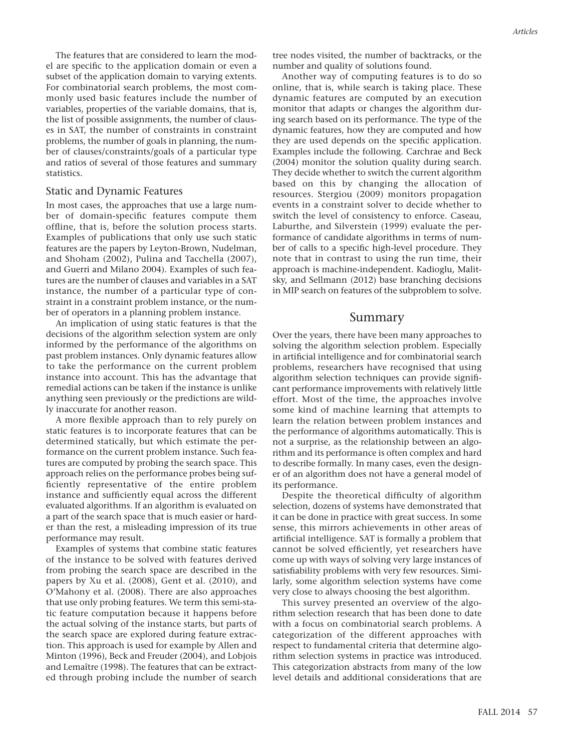The features that are considered to learn the model are specific to the application domain or even a subset of the application domain to varying extents. For combinatorial search problems, the most commonly used basic features include the number of variables, properties of the variable domains, that is, the list of possible assignments, the number of clauses in SAT, the number of constraints in constraint problems, the number of goals in planning, the number of clauses/constraints/goals of a particular type and ratios of several of those features and summary statistics.

### Static and Dynamic Features

In most cases, the approaches that use a large number of domain-specific features compute them offline, that is, before the solution process starts. Examples of publications that only use such static features are the papers by Leyton-Brown, Nudelman, and Shoham (2002), Pulina and Tacchella (2007), and Guerri and Milano 2004). Examples of such features are the number of clauses and variables in a SAT instance, the number of a particular type of constraint in a constraint problem instance, or the number of operators in a planning problem instance.

An implication of using static features is that the decisions of the algorithm selection system are only informed by the performance of the algorithms on past problem instances. Only dynamic features allow to take the performance on the current problem instance into account. This has the advantage that remedial actions can be taken if the instance is unlike anything seen previously or the predictions are wildly inaccurate for another reason.

A more flexible approach than to rely purely on static features is to incorporate features that can be determined statically, but which estimate the performance on the current problem instance. Such features are computed by probing the search space. This approach relies on the performance probes being sufficiently representative of the entire problem instance and sufficiently equal across the different evaluated algorithms. If an algorithm is evaluated on a part of the search space that is much easier or harder than the rest, a misleading impression of its true performance may result.

Examples of systems that combine static features of the instance to be solved with features derived from probing the search space are described in the papers by Xu et al. (2008), Gent et al. (2010), and O'Mahony et al. (2008). There are also approaches that use only probing features. We term this semi-static feature computation because it happens before the actual solving of the instance starts, but parts of the search space are explored during feature extraction. This approach is used for example by Allen and Minton (1996), Beck and Freuder (2004), and Lobjois and Lemaître (1998). The features that can be extracted through probing include the number of search tree nodes visited, the number of backtracks, or the number and quality of solutions found.

Another way of computing features is to do so online, that is, while search is taking place. These dynamic features are computed by an execution monitor that adapts or changes the algorithm during search based on its performance. The type of the dynamic features, how they are computed and how they are used depends on the specific application. Examples include the following. Carchrae and Beck (2004) monitor the solution quality during search. They decide whether to switch the current algorithm based on this by changing the allocation of resources. Stergiou (2009) monitors propagation events in a constraint solver to decide whether to switch the level of consistency to enforce. Caseau, Laburthe, and Silverstein (1999) evaluate the performance of candidate algorithms in terms of number of calls to a specific high-level procedure. They note that in contrast to using the run time, their approach is machine-independent. Kadioglu, Malitsky, and Sellmann (2012) base branching decisions in MIP search on features of the subproblem to solve.

## Summary

Over the years, there have been many approaches to solving the algorithm selection problem. Especially in artificial intelligence and for combinatorial search problems, researchers have recognised that using algorithm selection techniques can provide significant performance improvements with relatively little effort. Most of the time, the approaches involve some kind of machine learning that attempts to learn the relation between problem instances and the performance of algorithms automatically. This is not a surprise, as the relationship between an algorithm and its performance is often complex and hard to describe formally. In many cases, even the designer of an algorithm does not have a general model of its performance.

Despite the theoretical difficulty of algorithm selection, dozens of systems have demonstrated that it can be done in practice with great success. In some sense, this mirrors achievements in other areas of artificial intelligence. SAT is formally a problem that cannot be solved efficiently, yet researchers have come up with ways of solving very large instances of satisfiability problems with very few resources. Similarly, some algorithm selection systems have come very close to always choosing the best algorithm.

This survey presented an overview of the algorithm selection research that has been done to date with a focus on combinatorial search problems. A categorization of the different approaches with respect to fundamental criteria that determine algorithm selection systems in practice was introduced. This categorization abstracts from many of the low level details and additional considerations that are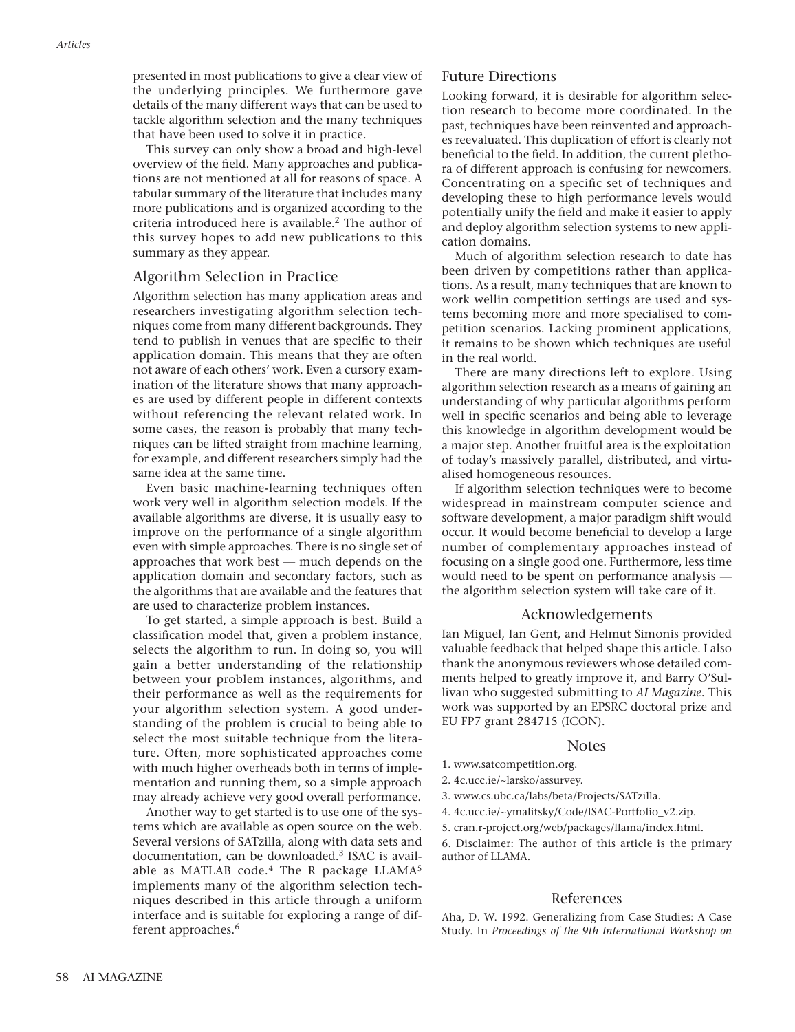presented in most publications to give a clear view of the underlying principles. We furthermore gave details of the many different ways that can be used to tackle algorithm selection and the many techniques that have been used to solve it in practice.

This survey can only show a broad and high-level overview of the field. Many approaches and publications are not mentioned at all for reasons of space. A tabular summary of the literature that includes many more publications and is organized according to the criteria introduced here is available.[2] The author of this survey hopes to add new publications to this summary as they appear.

## Algorithm Selection in Practice

Algorithm selection has many application areas and researchers investigating algorithm selection techniques come from many different backgrounds. They tend to publish in venues that are specific to their application domain. This means that they are often not aware of each others' work. Even a cursory examination of the literature shows that many approaches are used by different people in different contexts without referencing the relevant related work. In some cases, the reason is probably that many techniques can be lifted straight from machine learning, for example, and different researchers simply had the same idea at the same time.

Even basic machine-learning techniques often work very well in algorithm selection models. If the available algorithms are diverse, it is usually easy to improve on the performance of a single algorithm even with simple approaches. There is no single set of approaches that work best — much depends on the application domain and secondary factors, such as the algorithms that are available and the features that are used to characterize problem instances.

To get started, a simple approach is best. Build a classification model that, given a problem instance, selects the algorithm to run. In doing so, you will gain a better understanding of the relationship between your problem instances, algorithms, and their performance as well as the requirements for your algorithm selection system. A good understanding of the problem is crucial to being able to select the most suitable technique from the literature. Often, more sophisticated approaches come with much higher overheads both in terms of implementation and running them, so a simple approach may already achieve very good overall performance.

Another way to get started is to use one of the systems which are available as open source on the web. Several versions of SATzilla, along with data sets and documentation, can be downloaded.[3] ISAC is available as MATLAB code.[4] The R package LLAMA[5] implements many of the algorithm selection techniques described in this article through a uniform interface and is suitable for exploring a range of different approaches.[6]

## Future Directions

Looking forward, it is desirable for algorithm selection research to become more coordinated. In the past, techniques have been reinvented and approaches reevaluated. This duplication of effort is clearly not beneficial to the field. In addition, the current plethora of different approach is confusing for newcomers. Concentrating on a specific set of techniques and developing these to high performance levels would potentially unify the field and make it easier to apply and deploy algorithm selection systems to new application domains.

Much of algorithm selection research to date has been driven by competitions rather than applications. As a result, many techniques that are known to work wellin competition settings are used and systems becoming more and more specialised to competition scenarios. Lacking prominent applications, it remains to be shown which techniques are useful in the real world.

There are many directions left to explore. Using algorithm selection research as a means of gaining an understanding of why particular algorithms perform well in specific scenarios and being able to leverage this knowledge in algorithm development would be a major step. Another fruitful area is the exploitation of today's massively parallel, distributed, and virtualised homogeneous resources.

If algorithm selection techniques were to become widespread in mainstream computer science and software development, a major paradigm shift would occur. It would become beneficial to develop a large number of complementary approaches instead of focusing on a single good one. Furthermore, less time would need to be spent on performance analysis — the algorithm selection system will take care of it.

## Acknowledgements

Ian Miguel, Ian Gent, and Helmut Simonis provided valuable feedback that helped shape this article. I also thank the anonymous reviewers whose detailed comments helped to greatly improve it, and Barry O'Sullivan who suggested submitting to *AI Magazine*. This work was supported by an EPSRC doctoral prize and EU FP7 grant 284715 (ICON).

## Notes

1. www.satcompetition.org.
2. 4c.ucc.ie/~larsko/assurvey.
3. www.cs.ubc.ca/labs/beta/Projects/SATzilla.
4. 4c.ucc.ie/~ymalitsky/Code/ISAC-Portfolio_v2.zip.
5. cran.r-project.org/web/packages/llama/index.html.
6. Disclaimer: The author of this article is the primary author of LLAMA.

## References

Aha, D. W. 1992. Generalizing from Case Studies: A Case Study. In *Proceedings of the 9th International Workshop on*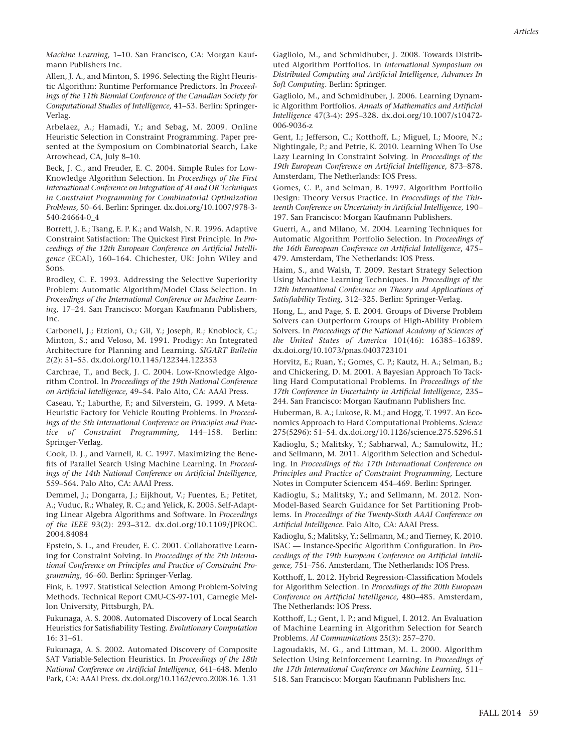*Machine Learning,* 1–10. San Francisco, CA: Morgan Kaufmann Publishers Inc.

Allen, J. A., and Minton, S. 1996. Selecting the Right Heuristic Algorithm: Runtime Performance Predictors. In *Proceedings of the 11th Biennial Conference of the Canadian Society for Computational Studies of Intelligence,* 41–53. Berlin: Springer-Verlag.

Arbelaez, A.; Hamadi, Y.; and Sebag, M. 2009. Online Heuristic Selection in Constraint Programming. Paper presented at the Symposium on Combinatorial Search, Lake Arrowhead, CA, July 8–10.

Beck, J. C., and Freuder, E. C. 2004. Simple Rules for Low-Knowledge Algorithm Selection. In *Proceedings of the First International Conference on Integration of AI and OR Techniques in Constraint Programming for Combinatorial Optimization Problems,* 50–64. Berlin: Springer. dx.doi.org/10.1007/978-3-540-24664-0_4

Borrett, J. E.; Tsang, E. P. K.; and Walsh, N. R. 1996. Adaptive Constraint Satisfaction: The Quickest First Principle. In *Proceedings of the 12th European Conference on Artificial Intelligence* (ECAI), 160–164. Chichester, UK: John Wiley and Sons.

Brodley, C. E. 1993. Addressing the Selective Superiority Problem: Automatic Algorithm/Model Class Selection. In *Proceedings of the International Conference on Machine Learning,* 17–24. San Francisco: Morgan Kaufmann Publishers, Inc.

Carbonell, J.; Etzioni, O.; Gil, Y.; Joseph, R.; Knoblock, C.; Minton, S.; and Veloso, M. 1991. Prodigy: An Integrated Architecture for Planning and Learning. *SIGART Bulletin* 2(2): 51–55. dx.doi.org/10.1145/122344.122353

Carchrae, T., and Beck, J. C. 2004. Low-Knowledge Algorithm Control. In *Proceedings of the 19th National Conference on Artificial Intelligence,* 49–54. Palo Alto, CA: AAAI Press.

Caseau, Y.; Laburthe, F.; and Silverstein, G. 1999. A Meta-Heuristic Factory for Vehicle Routing Problems. In *Proceedings of the 5th International Conference on Principles and Practice of Constraint Programming,* 144–158. Berlin: Springer-Verlag.

Cook, D. J., and Varnell, R. C. 1997. Maximizing the Benefits of Parallel Search Using Machine Learning. In *Proceedings of the 14th National Conference on Artificial Intelligence,* 559–564. Palo Alto, CA: AAAI Press.

Demmel, J.; Dongarra, J.; Eijkhout, V.; Fuentes, E.; Petitet, A.; Vuduc, R.; Whaley, R. C.; and Yelick, K. 2005. Self-Adapting Linear Algebra Algorithms and Software. In *Proceedings of the IEEE* 93(2): 293–312. dx.doi.org/10.1109/JPROC.2004.84084

Epstein, S. L., and Freuder, E. C. 2001. Collaborative Learning for Constraint Solving. In *Proceedings of the 7th International Conference on Principles and Practice of Constraint Programming,* 46–60. Berlin: Springer-Verlag.

Fink, E. 1997. Statistical Selection Among Problem-Solving Methods. Technical Report CMU-CS-97-101, Carnegie Mellon University, Pittsburgh, PA.

Fukunaga, A. S. 2008. Automated Discovery of Local Search Heuristics for Satisfiability Testing. *Evolutionary Computation* 16: 31–61.

Fukunaga, A. S. 2002. Automated Discovery of Composite SAT Variable-Selection Heuristics. In *Proceedings of the 18th National Conference on Artificial Intelligence,* 641–648. Menlo Park, CA: AAAI Press. dx.doi.org/10.1162/evco.2008.16. 1.31

Gagliolo, M., and Schmidhuber, J. 2008. Towards Distributed Algorithm Portfolios. In *International Symposium on Distributed Computing and Artificial Intelligence, Advances In Soft Computing.* Berlin: Springer.

Gagliolo, M., and Schmidhuber, J. 2006. Learning Dynamic Algorithm Portfolios. *Annals of Mathematics and Artificial Intelligence* 47(3-4): 295–328. dx.doi.org/10.1007/s10472-006-9036-z

Gent, I.; Jefferson, C.; Kotthoff, L.; Miguel, I.; Moore, N.; Nightingale, P.; and Petrie, K. 2010. Learning When To Use Lazy Learning In Constraint Solving. In *Proceedings of the 19th European Conference on Artificial Intelligence,* 873–878. Amsterdam, The Netherlands: IOS Press.

Gomes, C. P., and Selman, B. 1997. Algorithm Portfolio Design: Theory Versus Practice. In *Proceedings of the Thirteenth Conference on Uncertainty in Artificial Intelligence,* 190–197. San Francisco: Morgan Kaufmann Publishers.

Guerri, A., and Milano, M. 2004. Learning Techniques for Automatic Algorithm Portfolio Selection. In *Proceedings of the 16th Eureopean Conference on Artificial Intelligence*, 475–479. Amsterdam, The Netherlands: IOS Press.

Haim, S., and Walsh, T. 2009. Restart Strategy Selection Using Machine Learning Techniques. In *Proceedings of the 12th International Conference on Theory and Applications of Satisfiability Testing,* 312–325. Berlin: Springer-Verlag.

Hong, L., and Page, S. E. 2004. Groups of Diverse Problem Solvers can Outperform Groups of High-Ability Problem Solvers. In *Proceedings of the National Academy of Sciences of the United States of America* 101(46): 16385–16389. dx.doi.org/10.1073/pnas.0403723101

Horvitz, E.; Ruan, Y.; Gomes, C. P.; Kautz, H. A.; Selman, B.; and Chickering, D. M. 2001. A Bayesian Approach To Tackling Hard Computational Problems. In *Proceedings of the 17th Conference in Uncertainty in Artificial Intelligence,* 235–244. San Francisco: Morgan Kaufmann Publishers Inc.

Huberman, B. A.; Lukose, R. M.; and Hogg, T. 1997. An Economics Approach to Hard Computational Problems. *Science* 275(5296): 51–54. dx.doi.org/10.1126/science.275.5296.51

Kadioglu, S.; Malitsky, Y.; Sabharwal, A.; Samulowitz, H.; and Sellmann, M. 2011. Algorithm Selection and Scheduling. In *Proceedings of the 17th International Conference on Principles and Practice of Constraint Programming,* Lecture Notes in Computer Sciencem 454–469. Berlin: Springer.

Kadioglu, S.; Malitsky, Y.; and Sellmann, M. 2012. Non-Model-Based Search Guidance for Set Partitioning Problems. In *Proceedings of the Twenty-Sixth AAAI Conference on Artificial Intelligence.* Palo Alto, CA: AAAI Press.

Kadioglu, S.; Malitsky, Y.; Sellmann, M.; and Tierney, K. 2010. ISAC — Instance-Specific Algorithm Configuration. In *Proceedings of the 19th European Conference on Artificial Intelligence,* 751–756. Amsterdam, The Netherlands: IOS Press.

Kotthoff, L. 2012. Hybrid Regression-Classification Models for Algorithm Selection. In *Proceedings of the 20th European Conference on Artificial Intelligence,* 480–485. Amsterdam, The Netherlands: IOS Press.

Kotthoff, L.; Gent, I. P.; and Miguel, I. 2012. An Evaluation of Machine Learning in Algorithm Selection for Search Problems. *AI Communications* 25(3): 257–270.

Lagoudakis, M. G., and Littman, M. L. 2000. Algorithm Selection Using Reinforcement Learning. In *Proceedings of the 17th International Conference on Machine Learning,* 511–518. San Francisco: Morgan Kaufmann Publishers Inc.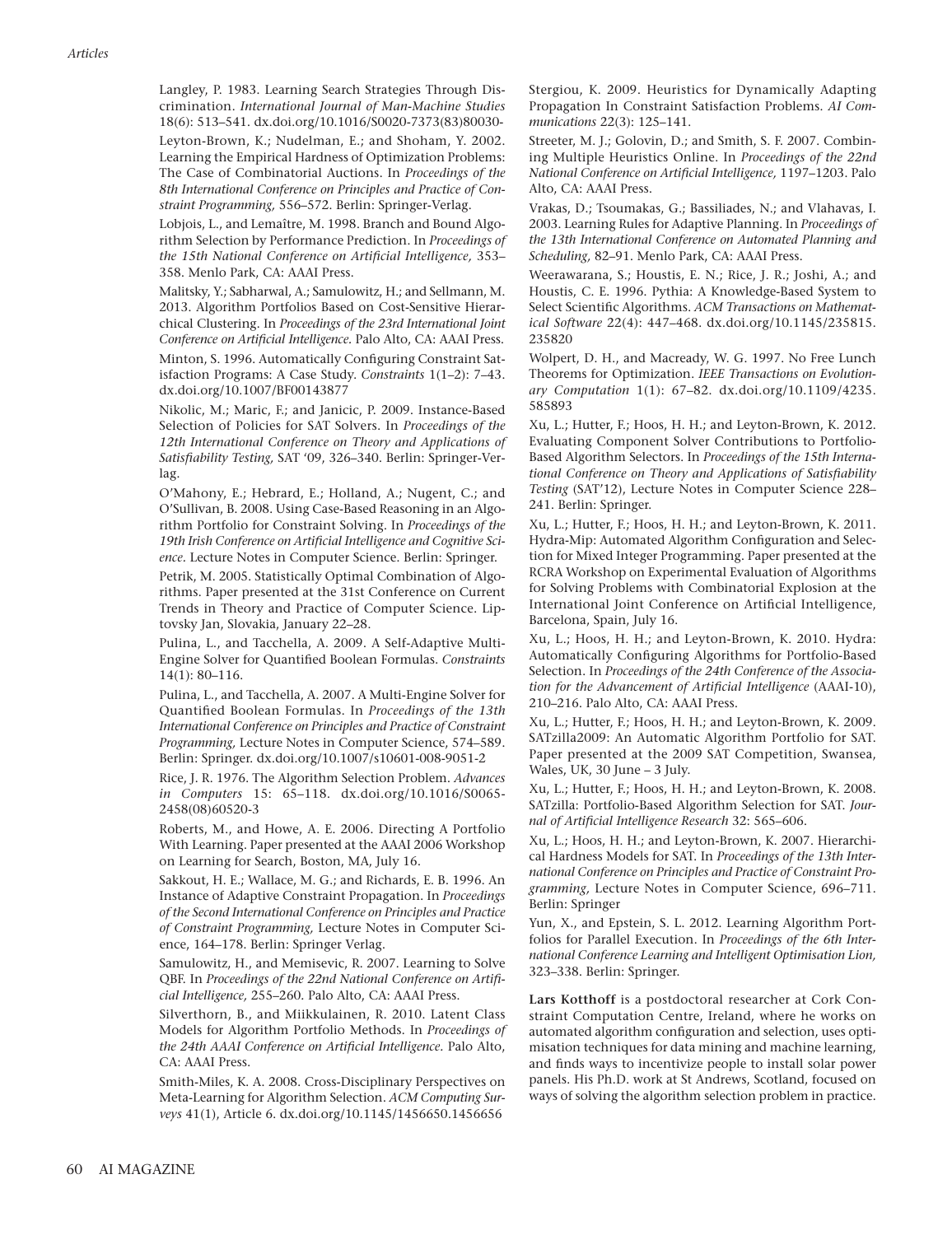Langley, P. 1983. Learning Search Strategies Through Discrimination. *International Journal of Man-Machine Studies* 18(6): 513–541. dx.doi.org/10.1016/S0020-7373(83)80030-

Leyton-Brown, K.; Nudelman, E.; and Shoham, Y. 2002. Learning the Empirical Hardness of Optimization Problems: The Case of Combinatorial Auctions. In *Proceedings of the 8th International Conference on Principles and Practice of Constraint Programming,* 556–572. Berlin: Springer-Verlag.

Lobjois, L., and Lemaître, M. 1998. Branch and Bound Algorithm Selection by Performance Prediction. In *Proceedings of the 15th National Conference on Artificial Intelligence,* 353–358. Menlo Park, CA: AAAI Press.

Malitsky, Y.; Sabharwal, A.; Samulowitz, H.; and Sellmann, M. 2013. Algorithm Portfolios Based on Cost-Sensitive Hierarchical Clustering. In *Proceedings of the 23rd International Joint Conference on Artificial Intelligence.* Palo Alto, CA: AAAI Press.

Minton, S. 1996. Automatically Configuring Constraint Satisfaction Programs: A Case Study. *Constraints* 1(1–2): 7–43. dx.doi.org/10.1007/BF00143877

Nikolic, M.; Maric, F.; and Janicic, P. 2009. Instance-Based Selection of Policies for SAT Solvers. In *Proceedings of the 12th International Conference on Theory and Applications of Satisfiability Testing,* SAT '09, 326–340. Berlin: Springer-Verlag.

O'Mahony, E.; Hebrard, E.; Holland, A.; Nugent, C.; and O'Sullivan, B. 2008. Using Case-Based Reasoning in an Algorithm Portfolio for Constraint Solving. In *Proceedings of the 19th Irish Conference on Artificial Intelligence and Cognitive Science.* Lecture Notes in Computer Science. Berlin: Springer.

Petrik, M. 2005. Statistically Optimal Combination of Algorithms. Paper presented at the 31st Conference on Current Trends in Theory and Practice of Computer Science. Liptovsky Jan, Slovakia, January 22–28.

Pulina, L., and Tacchella, A. 2009. A Self-Adaptive Multi-Engine Solver for Quantified Boolean Formulas. *Constraints* 14(1): 80–116.

Pulina, L., and Tacchella, A. 2007. A Multi-Engine Solver for Quantified Boolean Formulas. In *Proceedings of the 13th International Conference on Principles and Practice of Constraint Programming,* Lecture Notes in Computer Science, 574–589. Berlin: Springer. dx.doi.org/10.1007/s10601-008-9051-2

Rice, J. R. 1976. The Algorithm Selection Problem. *Advances in Computers* 15: 65–118. dx.doi.org/10.1016/S0065-2458(08)60520-3

Roberts, M., and Howe, A. E. 2006. Directing A Portfolio With Learning. Paper presented at the AAAI 2006 Workshop on Learning for Search, Boston, MA, July 16.

Sakkout, H. E.; Wallace, M. G.; and Richards, E. B. 1996. An Instance of Adaptive Constraint Propagation. In *Proceedings of the Second International Conference on Principles and Practice of Constraint Programming,* Lecture Notes in Computer Science, 164–178. Berlin: Springer Verlag.

Samulowitz, H., and Memisevic, R. 2007. Learning to Solve QBF. In *Proceedings of the 22nd National Conference on Artificial Intelligence,* 255–260. Palo Alto, CA: AAAI Press.

Silverthorn, B., and Miikkulainen, R. 2010. Latent Class Models for Algorithm Portfolio Methods. In *Proceedings of the 24th AAAI Conference on Artificial Intelligence.* Palo Alto, CA: AAAI Press.

Smith-Miles, K. A. 2008. Cross-Disciplinary Perspectives on Meta-Learning for Algorithm Selection. *ACM Computing Surveys* 41(1), Article 6. dx.doi.org/10.1145/1456650.1456656

Stergiou, K. 2009. Heuristics for Dynamically Adapting Propagation In Constraint Satisfaction Problems. *AI Communications* 22(3): 125–141.

Streeter, M. J.; Golovin, D.; and Smith, S. F. 2007. Combining Multiple Heuristics Online. In *Proceedings of the 22nd National Conference on Artificial Intelligence,* 1197–1203. Palo Alto, CA: AAAI Press.

Vrakas, D.; Tsoumakas, G.; Bassiliades, N.; and Vlahavas, I. 2003. Learning Rules for Adaptive Planning. In *Proceedings of the 13th International Conference on Automated Planning and Scheduling,* 82–91. Menlo Park, CA: AAAI Press.

Weerawarana, S.; Houstis, E. N.; Rice, J. R.; Joshi, A.; and Houstis, C. E. 1996. Pythia: A Knowledge-Based System to Select Scientific Algorithms. *ACM Transactions on Mathematical Software* 22(4): 447–468. dx.doi.org/10.1145/235815.235820

Wolpert, D. H., and Macready, W. G. 1997. No Free Lunch Theorems for Optimization. *IEEE Transactions on Evolutionary Computation* 1(1): 67–82. dx.doi.org/10.1109/4235.585893

Xu, L.; Hutter, F.; Hoos, H. H.; and Leyton-Brown, K. 2012. Evaluating Component Solver Contributions to Portfolio-Based Algorithm Selectors. In *Proceedings of the 15th International Conference on Theory and Applications of Satisfiability Testing* (SAT'12), Lecture Notes in Computer Science 228–241. Berlin: Springer.

Xu, L.; Hutter, F.; Hoos, H. H.; and Leyton-Brown, K. 2011. Hydra-Mip: Automated Algorithm Configuration and Selection for Mixed Integer Programming. Paper presented at the RCRA Workshop on Experimental Evaluation of Algorithms for Solving Problems with Combinatorial Explosion at the International Joint Conference on Artificial Intelligence, Barcelona, Spain, July 16.

Xu, L.; Hoos, H. H.; and Leyton-Brown, K. 2010. Hydra: Automatically Configuring Algorithms for Portfolio-Based Selection. In *Proceedings of the 24th Conference of the Association for the Advancement of Artificial Intelligence* (AAAI-10), 210–216. Palo Alto, CA: AAAI Press.

Xu, L.; Hutter, F.; Hoos, H. H.; and Leyton-Brown, K. 2009. SATzilla2009: An Automatic Algorithm Portfolio for SAT. Paper presented at the 2009 SAT Competition, Swansea, Wales, UK, 30 June – 3 July.

Xu, L.; Hutter, F.; Hoos, H. H.; and Leyton-Brown, K. 2008. SATzilla: Portfolio-Based Algorithm Selection for SAT. *Journal of Artificial Intelligence Research* 32: 565–606.

Xu, L.; Hoos, H. H.; and Leyton-Brown, K. 2007. Hierarchical Hardness Models for SAT. In *Proceedings of the 13th International Conference on Principles and Practice of Constraint Programming,* Lecture Notes in Computer Science, 696–711. Berlin: Springer

Yun, X., and Epstein, S. L. 2012. Learning Algorithm Portfolios for Parallel Execution. In *Proceedings of the 6th International Conference Learning and Intelligent Optimisation Lion,* 323–338. Berlin: Springer.

**Lars Kotthoff** is a postdoctoral researcher at Cork Constraint Computation Centre, Ireland, where he works on automated algorithm configuration and selection, uses optimisation techniques for data mining and machine learning, and finds ways to incentivize people to install solar power panels. His Ph.D. work at St Andrews, Scotland, focused on ways of solving the algorithm selection problem in practice.